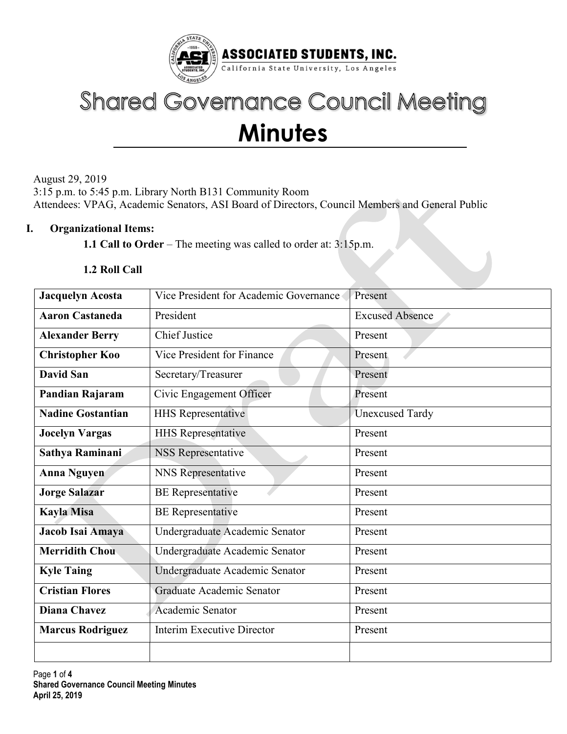ASSOCIATED STUDENTS, INC.
California State University, Los Angeles

# Shared Governance Council Meeting

# Minutes

August 29, 2019
3:15 p.m. to 5:45 p.m. Library North B131 Community Room
Attendees: VPAG, Academic Senators, ASI Board of Directors, Council Members and General Public

## I. Organizational Items:

**1.1 Call to Order** – The meeting was called to order at: 3:15p.m.

**1.2 Roll Call**

| | | |
|---|---|---|
| **Jacquelyn Acosta** | Vice President for Academic Governance | Present |
| **Aaron Castaneda** | President | Excused Absence |
| **Alexander Berry** | Chief Justice | Present |
| **Christopher Koo** | Vice President for Finance | Present |
| **David San** | Secretary/Treasurer | Present |
| **Pandian Rajaram** | Civic Engagement Officer | Present |
| **Nadine Gostantian** | HHS Representative | Unexcused Tardy |
| **Jocelyn Vargas** | HHS Representative | Present |
| **Sathya Raminani** | NSS Representative | Present |
| **Anna Nguyen** | NNS Representative | Present |
| **Jorge Salazar** | BE Representative | Present |
| **Kayla Misa** | BE Representative | Present |
| **Jacob Isai Amaya** | Undergraduate Academic Senator | Present |
| **Merridith Chou** | Undergraduate Academic Senator | Present |
| **Kyle Taing** | Undergraduate Academic Senator | Present |
| **Cristian Flores** | Graduate Academic Senator | Present |
| **Diana Chavez** | Academic Senator | Present |
| **Marcus Rodriguez** | Interim Executive Director | Present |
| | | |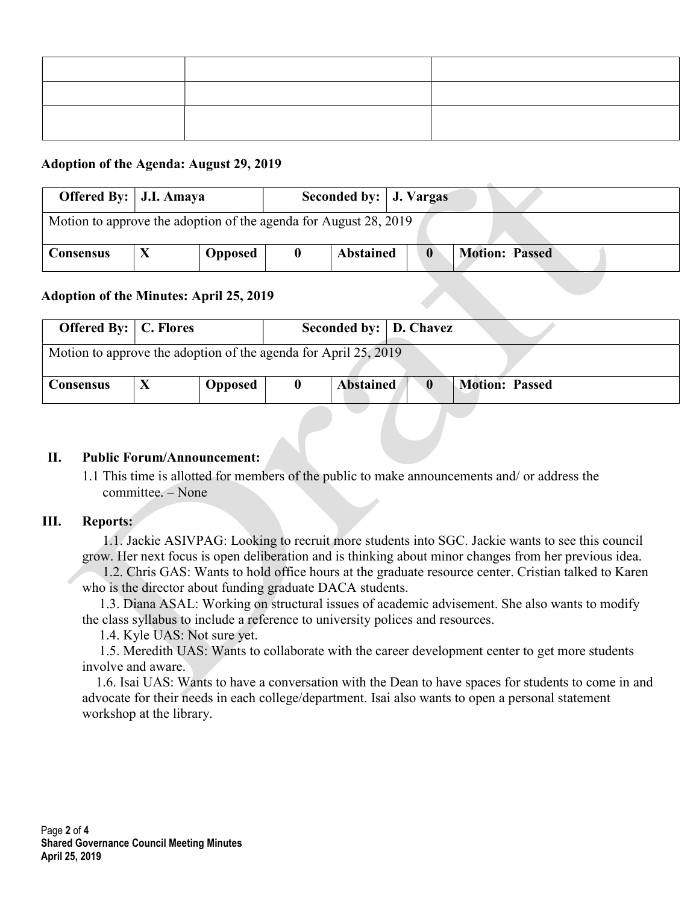| | | |
|---|---|---|
| | | |
| | | |
| | | |

**Adoption of the Agenda: August 29, 2019**

| **Offered By:** | **J.I. Amaya** | | **Seconded by:** | **J. Vargas** | | |
|---|---|---|---|---|---|---|
| Motion to approve the adoption of the agenda for August 28, 2019 | | | | | | |
| **Consensus** | **X** | **Opposed** | **0** | **Abstained** | **0** | **Motion: Passed** |

**Adoption of the Minutes: April 25, 2019**

| **Offered By:** | **C. Flores** | | **Seconded by:** | **D. Chavez** | | |
|---|---|---|---|---|---|---|
| Motion to approve the adoption of the agenda for April 25, 2019 | | | | | | |
| **Consensus** | **X** | **Opposed** | **0** | **Abstained** | **0** | **Motion: Passed** |

## II. Public Forum/Announcement:

1.1 This time is allotted for members of the public to make announcements and/ or address the committee. – None

## III. Reports:

1.1. Jackie ASIVPAG: Looking to recruit more students into SGC. Jackie wants to see this council grow. Her next focus is open deliberation and is thinking about minor changes from her previous idea.

1.2. Chris GAS: Wants to hold office hours at the graduate resource center. Cristian talked to Karen who is the director about funding graduate DACA students.

1.3. Diana ASAL: Working on structural issues of academic advisement. She also wants to modify the class syllabus to include a reference to university polices and resources.

1.4. Kyle UAS: Not sure yet.

1.5. Meredith UAS: Wants to collaborate with the career development center to get more students involve and aware.

1.6. Isai UAS: Wants to have a conversation with the Dean to have spaces for students to come in and advocate for their needs in each college/department. Isai also wants to open a personal statement workshop at the library.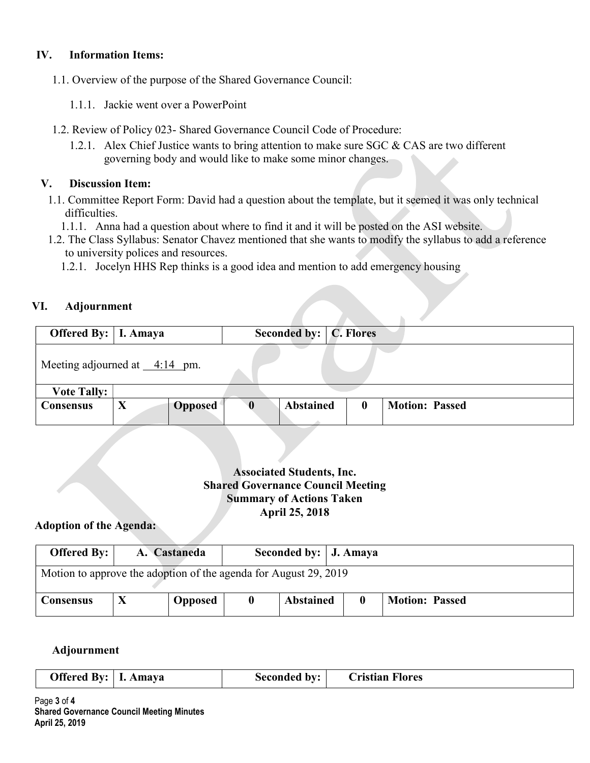## IV. Information Items:

1.1. Overview of the purpose of the Shared Governance Council:

1.1.1. Jackie went over a PowerPoint

1.2. Review of Policy 023- Shared Governance Council Code of Procedure:

1.2.1. Alex Chief Justice wants to bring attention to make sure SGC & CAS are two different governing body and would like to make some minor changes.

## V. Discussion Item:

1.1. Committee Report Form: David had a question about the template, but it seemed it was only technical difficulties.

1.1.1. Anna had a question about where to find it and it will be posted on the ASI website.

1.2. The Class Syllabus: Senator Chavez mentioned that she wants to modify the syllabus to add a reference to university polices and resources.

1.2.1. Jocelyn HHS Rep thinks is a good idea and mention to add emergency housing

## VI. Adjournment

| **Offered By:** | **I. Amaya** | | **Seconded by:** | **C. Flores** | | |
|---|---|---|---|---|---|---|
| Meeting adjourned at 4:14 pm. | | | | | | |
| **Vote Tally:** | | | | | | |
| **Consensus** | **X** | **Opposed** | **0** | **Abstained** | **0** | **Motion: Passed** |

**Associated Students, Inc.**
**Shared Governance Council Meeting**
**Summary of Actions Taken**
**April 25, 2018**

**Adoption of the Agenda:**

| **Offered By:** | **A. Castaneda** | | **Seconded by:** | **J. Amaya** | | |
|---|---|---|---|---|---|---|
| Motion to approve the adoption of the agenda for August 29, 2019 | | | | | | |
| **Consensus** | **X** | **Opposed** | **0** | **Abstained** | **0** | **Motion: Passed** |

**Adjournment**

| **Offered By:** | **I. Amaya** | **Seconded by:** | **Cristian Flores** |
|---|---|---|---|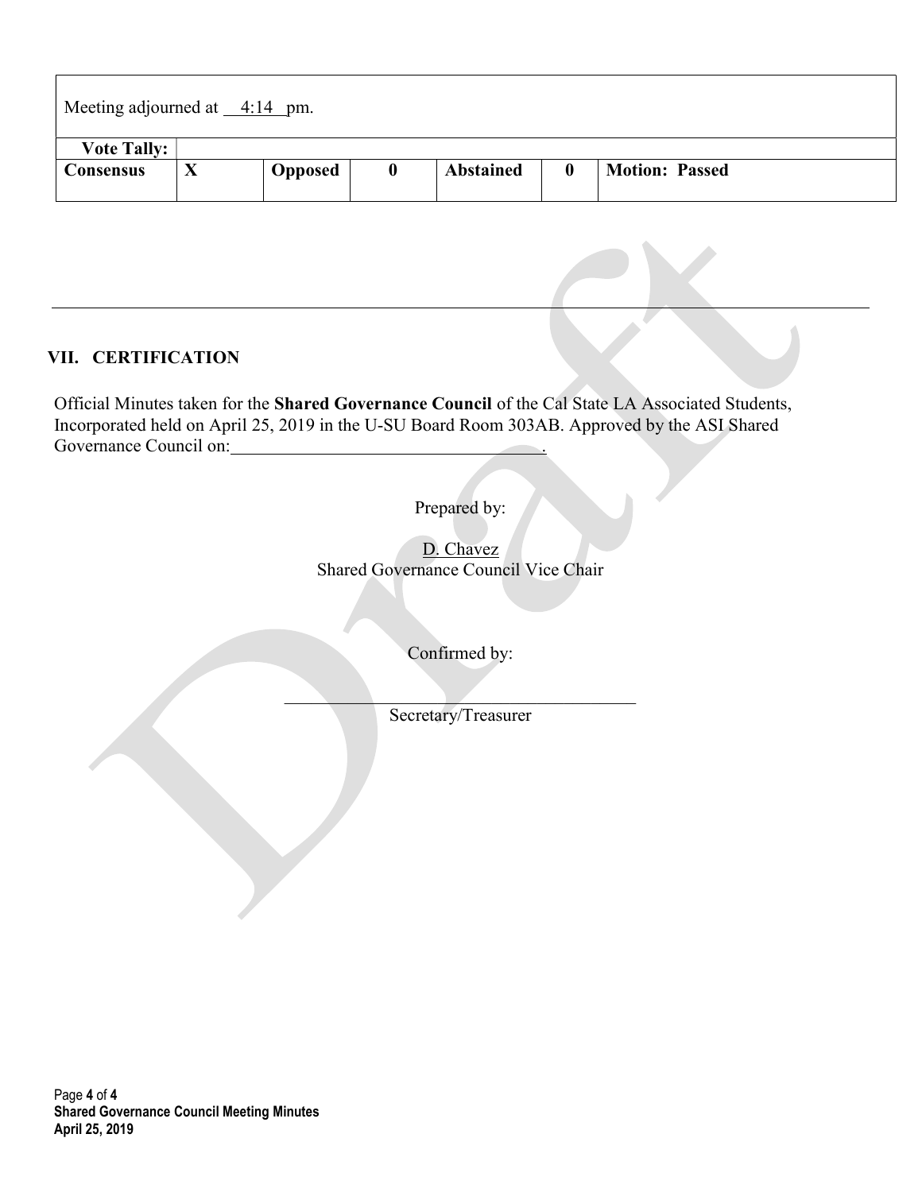| Meeting adjourned at 4:14 pm. | | | | | | |
|---|---|---|---|---|---|---|
| **Vote Tally:** | | | | | | |
| **Consensus** | **X** | **Opposed** | **0** | **Abstained** | **0** | **Motion: Passed** |

---

## VII. CERTIFICATION

Official Minutes taken for the **Shared Governance Council** of the Cal State LA Associated Students, Incorporated held on April 25, 2019 in the U-SU Board Room 303AB. Approved by the ASI Shared Governance Council on:\_\_\_\_\_\_\_\_\_\_\_\_\_\_\_\_\_\_\_\_\_\_\_\_\_\_\_\_\_\_\_\_\_\_.

Prepared by:

D. Chavez
Shared Governance Council Vice Chair

Confirmed by:

\_\_\_\_\_\_\_\_\_\_\_\_\_\_\_\_\_\_\_\_\_\_\_\_\_\_\_\_\_\_\_\_\_\_\_\_\_\_\_\_
Secretary/Treasurer

Draft